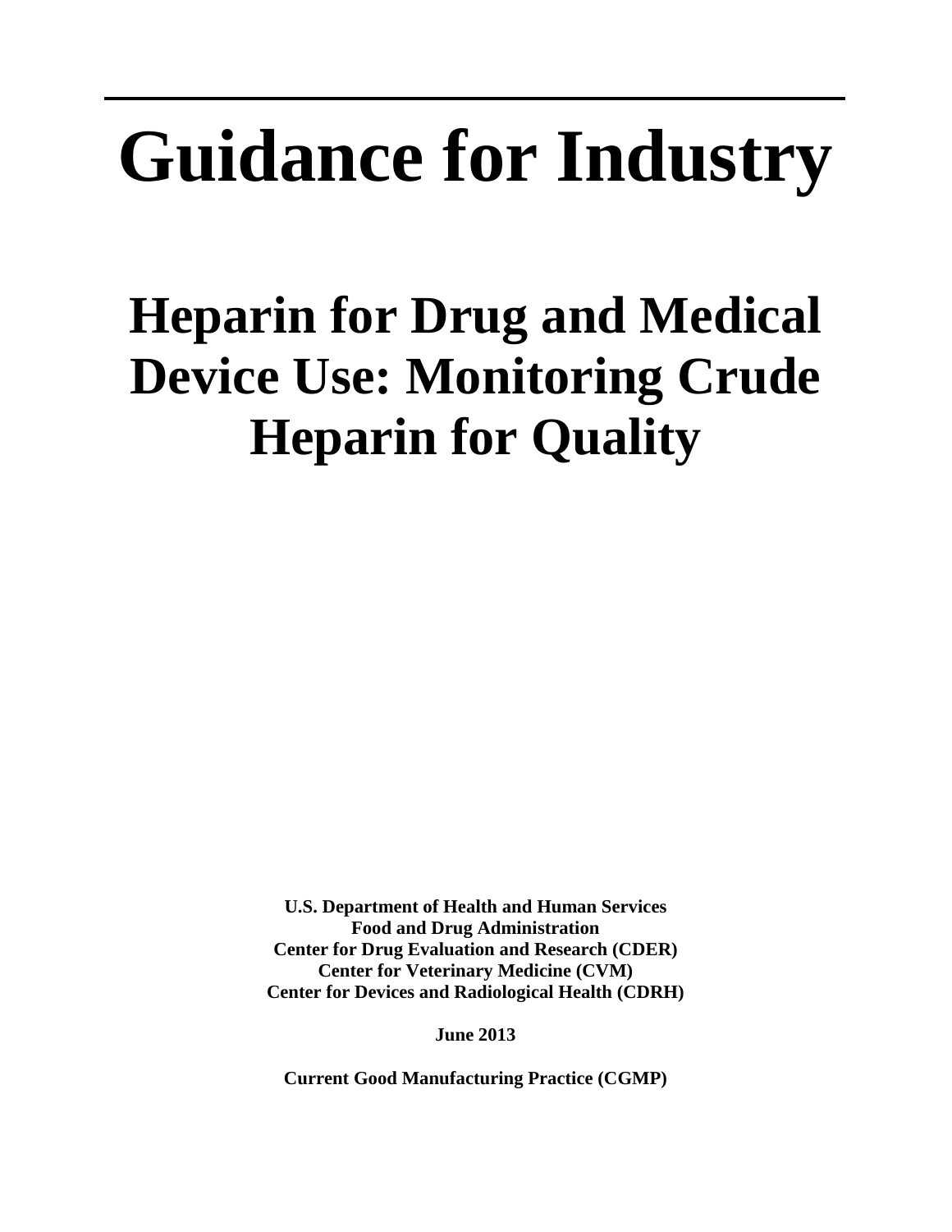# Guidance for Industry

## Heparin for Drug and Medical Device Use: Monitoring Crude Heparin for Quality

**U.S. Department of Health and Human Services**
**Food and Drug Administration**
**Center for Drug Evaluation and Research (CDER)**
**Center for Veterinary Medicine (CVM)**
**Center for Devices and Radiological Health (CDRH)**

**June 2013**

**Current Good Manufacturing Practice (CGMP)**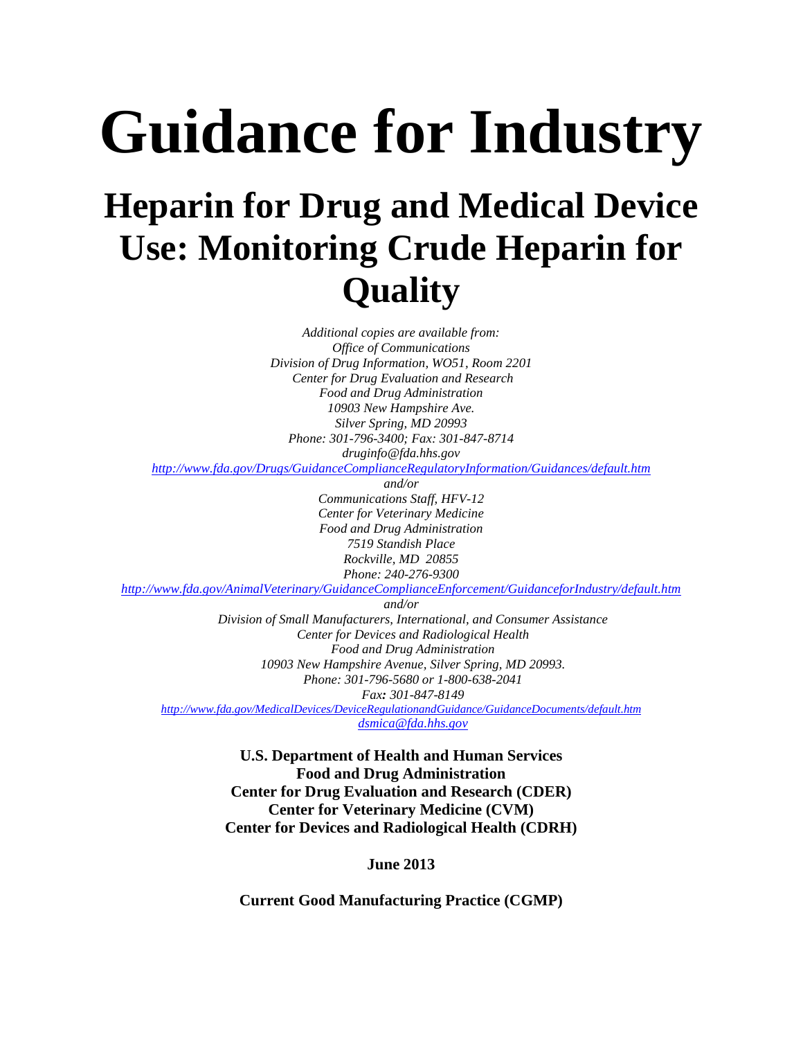# Guidance for Industry

## Heparin for Drug and Medical Device Use: Monitoring Crude Heparin for Quality

*Additional copies are available from:*
*Office of Communications*
*Division of Drug Information, WO51, Room 2201*
*Center for Drug Evaluation and Research*
*Food and Drug Administration*
*10903 New Hampshire Ave.*
*Silver Spring, MD 20993*
*Phone: 301-796-3400; Fax: 301-847-8714*
*druginfo@fda.hhs.gov*
*http://www.fda.gov/Drugs/GuidanceComplianceRegulatoryInformation/Guidances/default.htm*
*and/or*
*Communications Staff, HFV-12*
*Center for Veterinary Medicine*
*Food and Drug Administration*
*7519 Standish Place*
*Rockville, MD 20855*
*Phone: 240-276-9300*
*http://www.fda.gov/AnimalVeterinary/GuidanceComplianceEnforcement/GuidanceforIndustry/default.htm*
*and/or*
*Division of Small Manufacturers, International, and Consumer Assistance*
*Center for Devices and Radiological Health*
*Food and Drug Administration*
*10903 New Hampshire Avenue, Silver Spring, MD 20993.*
*Phone: 301-796-5680 or 1-800-638-2041*
*Fax: 301-847-8149*
*http://www.fda.gov/MedicalDevices/DeviceRegulationandGuidance/GuidanceDocuments/default.htm*
*dsmica@fda.hhs.gov*

**U.S. Department of Health and Human Services**
**Food and Drug Administration**
**Center for Drug Evaluation and Research (CDER)**
**Center for Veterinary Medicine (CVM)**
**Center for Devices and Radiological Health (CDRH)**

**June 2013**

**Current Good Manufacturing Practice (CGMP)**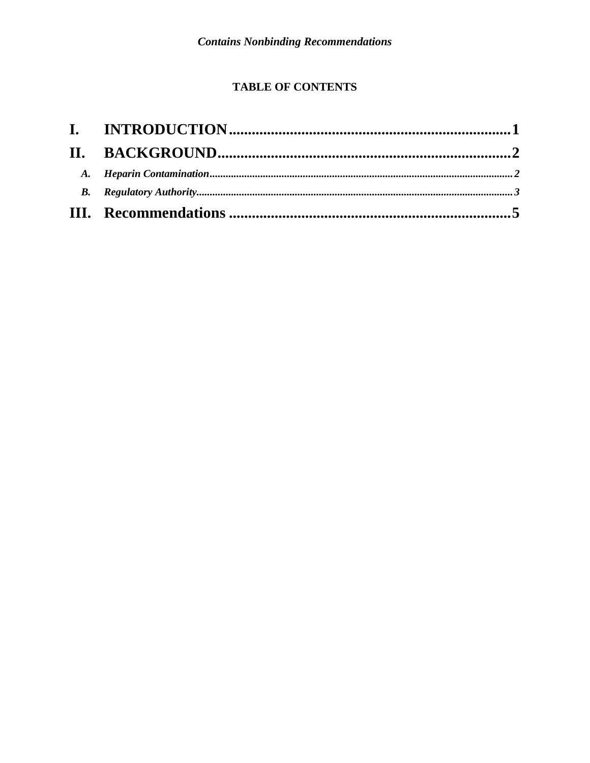**TABLE OF CONTENTS**

**I. INTRODUCTION** .......... 1

**II. BACKGROUND** .......... 2

*A. Heparin Contamination* .......... 2

*B. Regulatory Authority* .......... 3

**III. Recommendations** .......... 5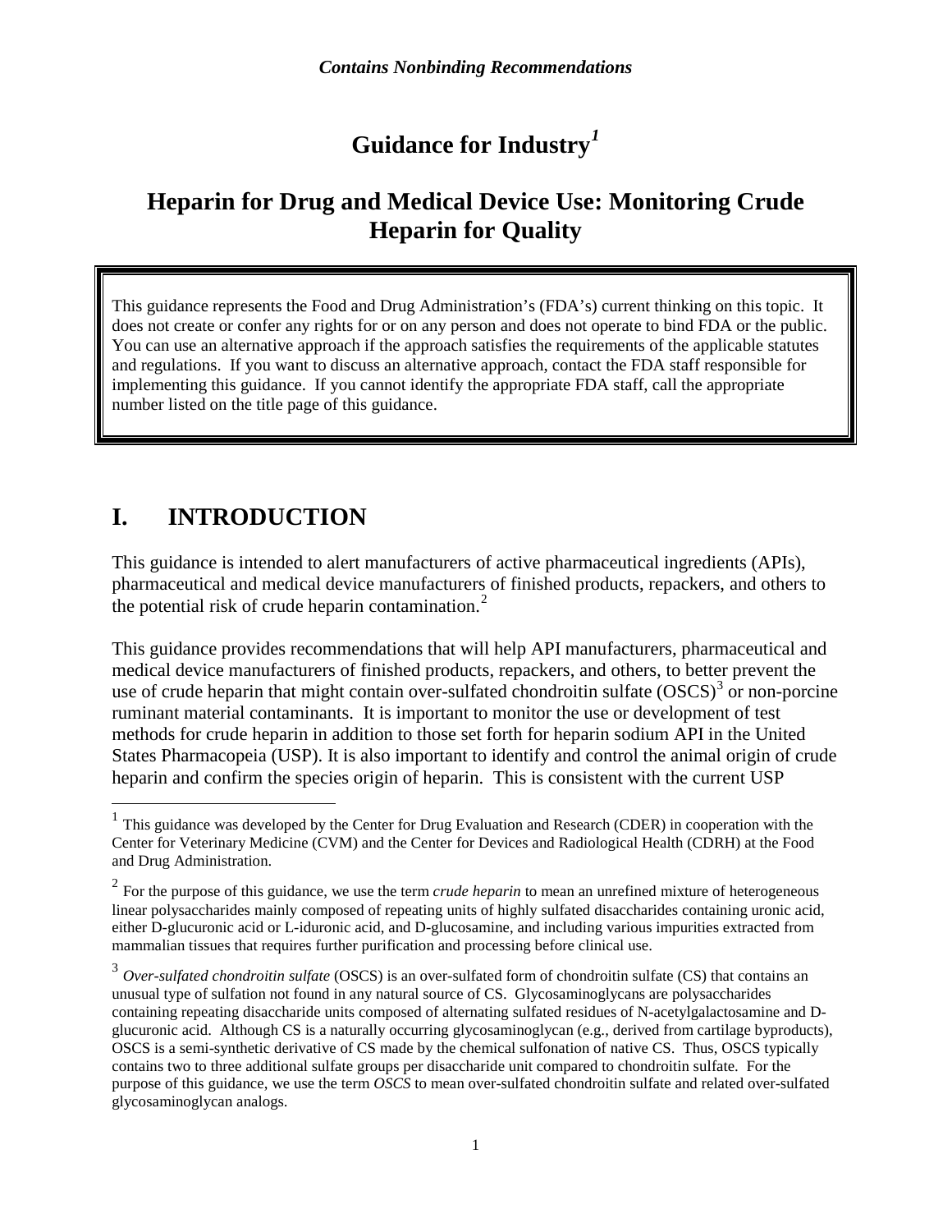*Contains Nonbinding Recommendations*

# Guidance for Industry[1]

## Heparin for Drug and Medical Device Use: Monitoring Crude Heparin for Quality

> This guidance represents the Food and Drug Administration's (FDA's) current thinking on this topic. It does not create or confer any rights for or on any person and does not operate to bind FDA or the public. You can use an alternative approach if the approach satisfies the requirements of the applicable statutes and regulations. If you want to discuss an alternative approach, contact the FDA staff responsible for implementing this guidance. If you cannot identify the appropriate FDA staff, call the appropriate number listed on the title page of this guidance.

## I. INTRODUCTION

This guidance is intended to alert manufacturers of active pharmaceutical ingredients (APIs), pharmaceutical and medical device manufacturers of finished products, repackers, and others to the potential risk of crude heparin contamination.[2]

This guidance provides recommendations that will help API manufacturers, pharmaceutical and medical device manufacturers of finished products, repackers, and others, to better prevent the use of crude heparin that might contain over-sulfated chondroitin sulfate (OSCS)[3] or non-porcine ruminant material contaminants. It is important to monitor the use or development of test methods for crude heparin in addition to those set forth for heparin sodium API in the United States Pharmacopeia (USP). It is also important to identify and control the animal origin of crude heparin and confirm the species origin of heparin. This is consistent with the current USP

---

[1] This guidance was developed by the Center for Drug Evaluation and Research (CDER) in cooperation with the Center for Veterinary Medicine (CVM) and the Center for Devices and Radiological Health (CDRH) at the Food and Drug Administration.

[2] For the purpose of this guidance, we use the term *crude heparin* to mean an unrefined mixture of heterogeneous linear polysaccharides mainly composed of repeating units of highly sulfated disaccharides containing uronic acid, either D-glucuronic acid or L-iduronic acid, and D-glucosamine, and including various impurities extracted from mammalian tissues that requires further purification and processing before clinical use.

[3] *Over-sulfated chondroitin sulfate* (OSCS) is an over-sulfated form of chondroitin sulfate (CS) that contains an unusual type of sulfation not found in any natural source of CS. Glycosaminoglycans are polysaccharides containing repeating disaccharide units composed of alternating sulfated residues of N-acetylgalactosamine and D-glucuronic acid. Although CS is a naturally occurring glycosaminoglycan (e.g., derived from cartilage byproducts), OSCS is a semi-synthetic derivative of CS made by the chemical sulfonation of native CS. Thus, OSCS typically contains two to three additional sulfate groups per disaccharide unit compared to chondroitin sulfate. For the purpose of this guidance, we use the term *OSCS* to mean over-sulfated chondroitin sulfate and related over-sulfated glycosaminoglycan analogs.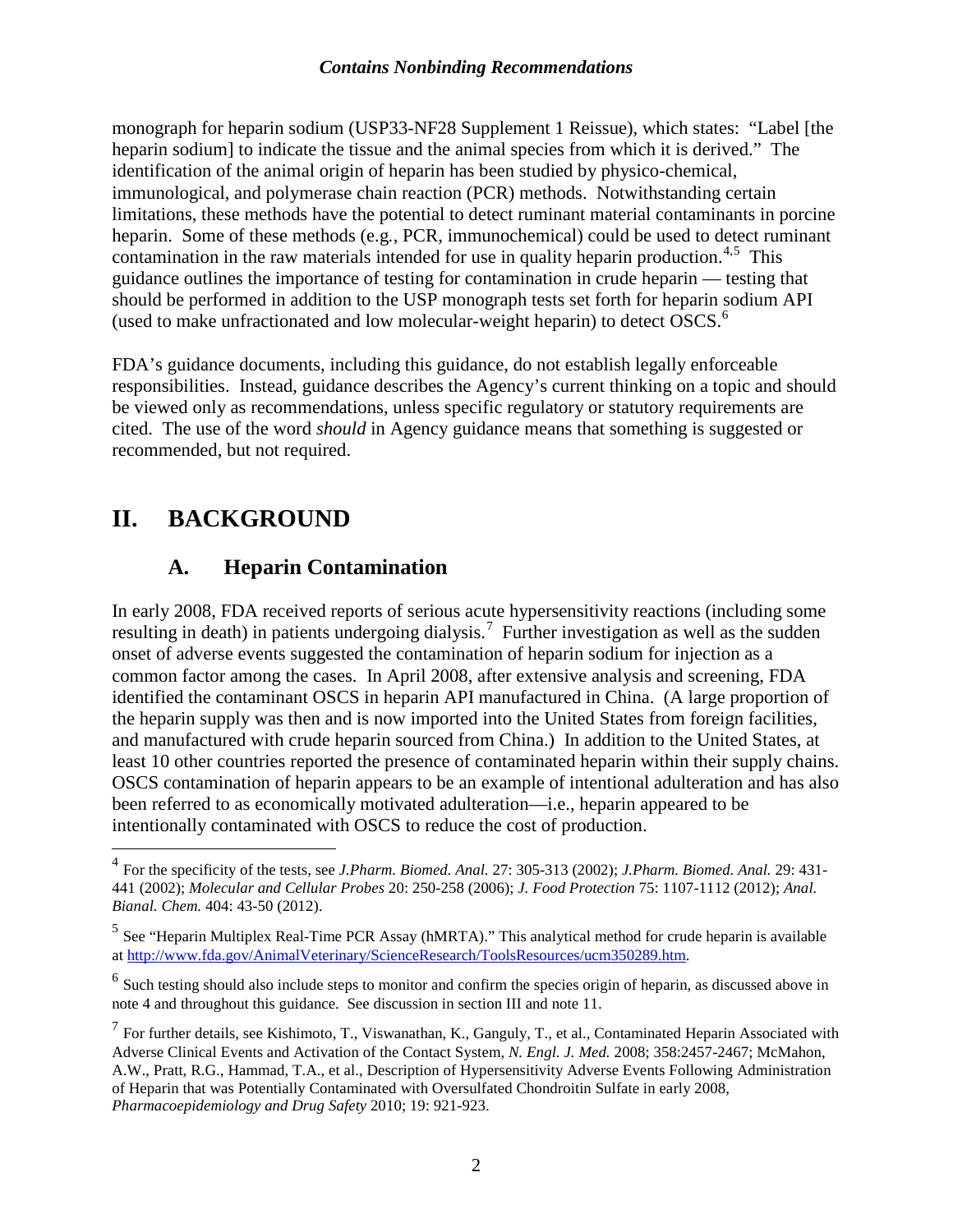monograph for heparin sodium (USP33-NF28 Supplement 1 Reissue), which states: "Label [the heparin sodium] to indicate the tissue and the animal species from which it is derived." The identification of the animal origin of heparin has been studied by physico-chemical, immunological, and polymerase chain reaction (PCR) methods. Notwithstanding certain limitations, these methods have the potential to detect ruminant material contaminants in porcine heparin. Some of these methods (e.g., PCR, immunochemical) could be used to detect ruminant contamination in the raw materials intended for use in quality heparin production.[4,5] This guidance outlines the importance of testing for contamination in crude heparin — testing that should be performed in addition to the USP monograph tests set forth for heparin sodium API (used to make unfractionated and low molecular-weight heparin) to detect OSCS.[6]

FDA's guidance documents, including this guidance, do not establish legally enforceable responsibilities. Instead, guidance describes the Agency's current thinking on a topic and should be viewed only as recommendations, unless specific regulatory or statutory requirements are cited. The use of the word *should* in Agency guidance means that something is suggested or recommended, but not required.

# II. BACKGROUND

## A. Heparin Contamination

In early 2008, FDA received reports of serious acute hypersensitivity reactions (including some resulting in death) in patients undergoing dialysis.[7] Further investigation as well as the sudden onset of adverse events suggested the contamination of heparin sodium for injection as a common factor among the cases. In April 2008, after extensive analysis and screening, FDA identified the contaminant OSCS in heparin API manufactured in China. (A large proportion of the heparin supply was then and is now imported into the United States from foreign facilities, and manufactured with crude heparin sourced from China.) In addition to the United States, at least 10 other countries reported the presence of contaminated heparin within their supply chains. OSCS contamination of heparin appears to be an example of intentional adulteration and has also been referred to as economically motivated adulteration—i.e., heparin appeared to be intentionally contaminated with OSCS to reduce the cost of production.

---

[4] For the specificity of the tests, see *J.Pharm. Biomed. Anal.* 27: 305-313 (2002); *J.Pharm. Biomed. Anal.* 29: 431-441 (2002); *Molecular and Cellular Probes* 20: 250-258 (2006); *J. Food Protection* 75: 1107-1112 (2012); *Anal. Bianal. Chem.* 404: 43-50 (2012).

[5] See "Heparin Multiplex Real-Time PCR Assay (hMRTA)." This analytical method for crude heparin is available at http://www.fda.gov/AnimalVeterinary/ScienceResearch/ToolsResources/ucm350289.htm.

[6] Such testing should also include steps to monitor and confirm the species origin of heparin, as discussed above in note 4 and throughout this guidance. See discussion in section III and note 11.

[7] For further details, see Kishimoto, T., Viswanathan, K., Ganguly, T., et al., Contaminated Heparin Associated with Adverse Clinical Events and Activation of the Contact System, *N. Engl. J. Med.* 2008; 358:2457-2467; McMahon, A.W., Pratt, R.G., Hammad, T.A., et al., Description of Hypersensitivity Adverse Events Following Administration of Heparin that was Potentially Contaminated with Oversulfated Chondroitin Sulfate in early 2008, *Pharmacoepidemiology and Drug Safety* 2010; 19: 921-923.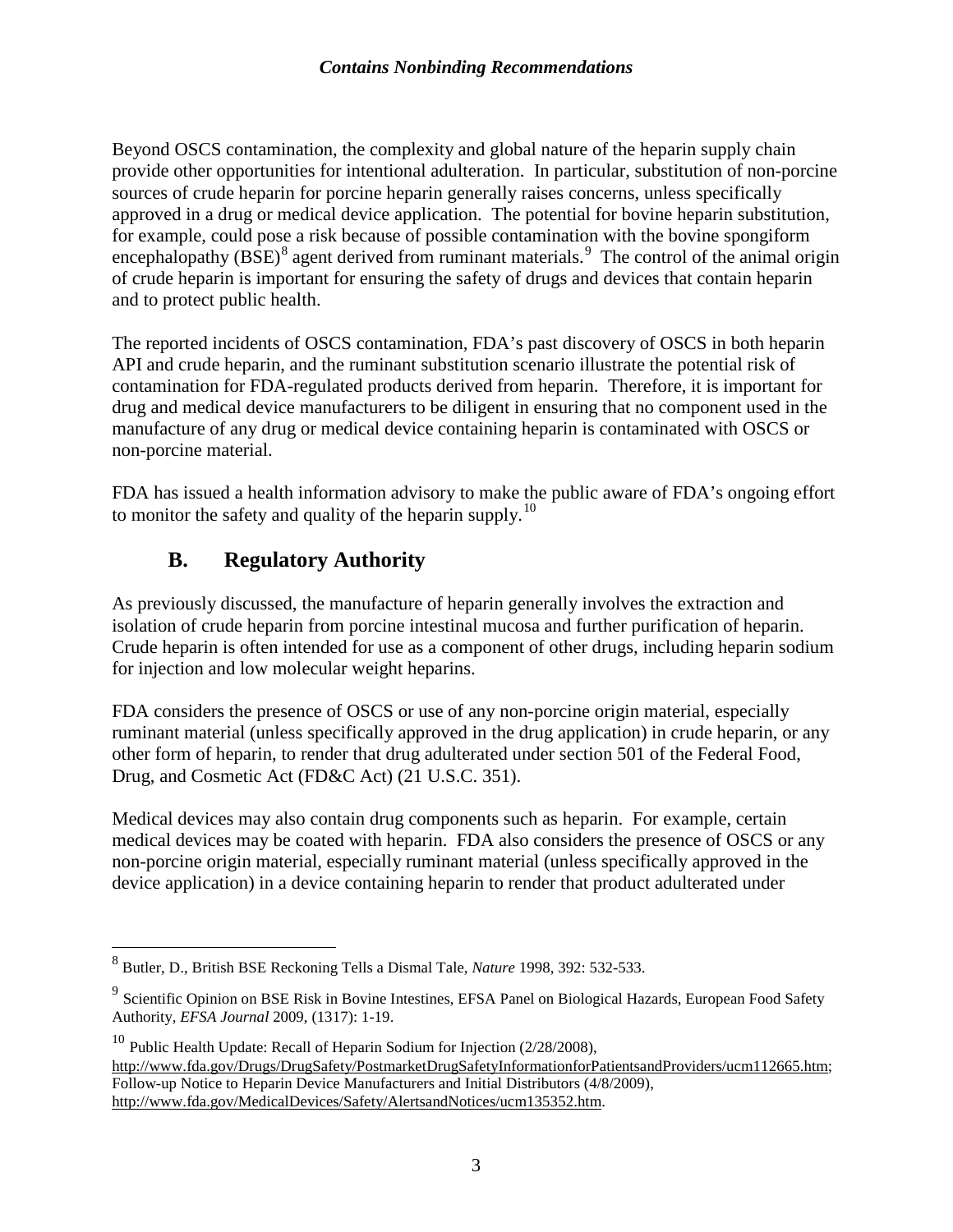Beyond OSCS contamination, the complexity and global nature of the heparin supply chain provide other opportunities for intentional adulteration. In particular, substitution of non-porcine sources of crude heparin for porcine heparin generally raises concerns, unless specifically approved in a drug or medical device application. The potential for bovine heparin substitution, for example, could pose a risk because of possible contamination with the bovine spongiform encephalopathy (BSE)[8] agent derived from ruminant materials.[9] The control of the animal origin of crude heparin is important for ensuring the safety of drugs and devices that contain heparin and to protect public health.

The reported incidents of OSCS contamination, FDA's past discovery of OSCS in both heparin API and crude heparin, and the ruminant substitution scenario illustrate the potential risk of contamination for FDA-regulated products derived from heparin. Therefore, it is important for drug and medical device manufacturers to be diligent in ensuring that no component used in the manufacture of any drug or medical device containing heparin is contaminated with OSCS or non-porcine material.

FDA has issued a health information advisory to make the public aware of FDA's ongoing effort to monitor the safety and quality of the heparin supply.[10]

## B. Regulatory Authority

As previously discussed, the manufacture of heparin generally involves the extraction and isolation of crude heparin from porcine intestinal mucosa and further purification of heparin. Crude heparin is often intended for use as a component of other drugs, including heparin sodium for injection and low molecular weight heparins.

FDA considers the presence of OSCS or use of any non-porcine origin material, especially ruminant material (unless specifically approved in the drug application) in crude heparin, or any other form of heparin, to render that drug adulterated under section 501 of the Federal Food, Drug, and Cosmetic Act (FD&C Act) (21 U.S.C. 351).

Medical devices may also contain drug components such as heparin. For example, certain medical devices may be coated with heparin. FDA also considers the presence of OSCS or any non-porcine origin material, especially ruminant material (unless specifically approved in the device application) in a device containing heparin to render that product adulterated under

---

[8] Butler, D., British BSE Reckoning Tells a Dismal Tale, *Nature* 1998, 392: 532-533.

[9] Scientific Opinion on BSE Risk in Bovine Intestines, EFSA Panel on Biological Hazards, European Food Safety Authority, *EFSA Journal* 2009, (1317): 1-19.

[10] Public Health Update: Recall of Heparin Sodium for Injection (2/28/2008), http://www.fda.gov/Drugs/DrugSafety/PostmarketDrugSafetyInformationforPatientsandProviders/ucm112665.htm; Follow-up Notice to Heparin Device Manufacturers and Initial Distributors (4/8/2009), http://www.fda.gov/MedicalDevices/Safety/AlertsandNotices/ucm135352.htm.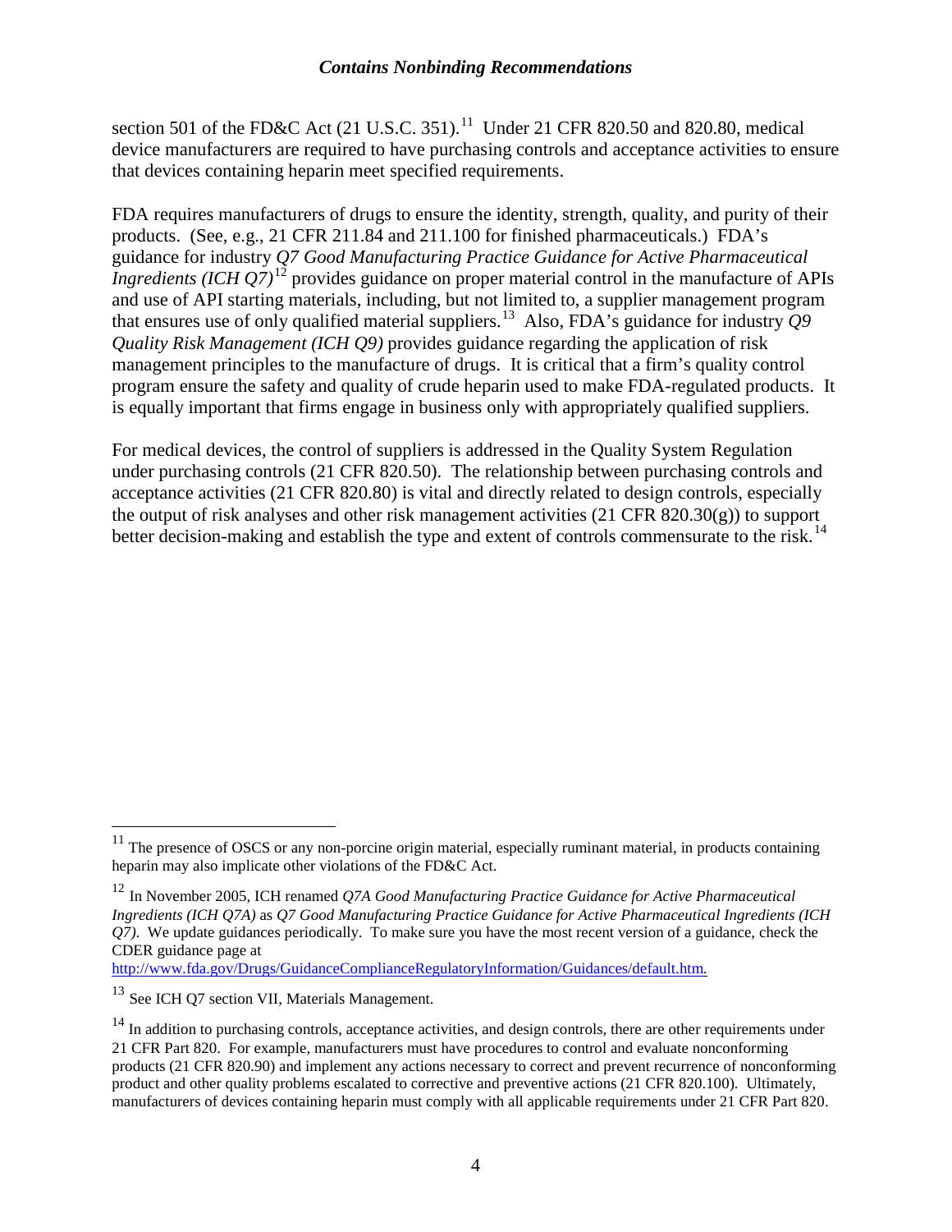section 501 of the FD&C Act (21 U.S.C. 351).[11] Under 21 CFR 820.50 and 820.80, medical device manufacturers are required to have purchasing controls and acceptance activities to ensure that devices containing heparin meet specified requirements.

FDA requires manufacturers of drugs to ensure the identity, strength, quality, and purity of their products. (See, e.g., 21 CFR 211.84 and 211.100 for finished pharmaceuticals.) FDA's guidance for industry *Q7 Good Manufacturing Practice Guidance for Active Pharmaceutical Ingredients (ICH Q7)*[12] provides guidance on proper material control in the manufacture of APIs and use of API starting materials, including, but not limited to, a supplier management program that ensures use of only qualified material suppliers.[13] Also, FDA's guidance for industry *Q9 Quality Risk Management (ICH Q9)* provides guidance regarding the application of risk management principles to the manufacture of drugs. It is critical that a firm's quality control program ensure the safety and quality of crude heparin used to make FDA-regulated products. It is equally important that firms engage in business only with appropriately qualified suppliers.

For medical devices, the control of suppliers is addressed in the Quality System Regulation under purchasing controls (21 CFR 820.50). The relationship between purchasing controls and acceptance activities (21 CFR 820.80) is vital and directly related to design controls, especially the output of risk analyses and other risk management activities (21 CFR 820.30(g)) to support better decision-making and establish the type and extent of controls commensurate to the risk.[14]

---

[11] The presence of OSCS or any non-porcine origin material, especially ruminant material, in products containing heparin may also implicate other violations of the FD&C Act.

[12] In November 2005, ICH renamed *Q7A Good Manufacturing Practice Guidance for Active Pharmaceutical Ingredients (ICH Q7A)* as *Q7 Good Manufacturing Practice Guidance for Active Pharmaceutical Ingredients (ICH Q7)*. We update guidances periodically. To make sure you have the most recent version of a guidance, check the CDER guidance page at http://www.fda.gov/Drugs/GuidanceComplianceRegulatoryInformation/Guidances/default.htm.

[13] See ICH Q7 section VII, Materials Management.

[14] In addition to purchasing controls, acceptance activities, and design controls, there are other requirements under 21 CFR Part 820. For example, manufacturers must have procedures to control and evaluate nonconforming products (21 CFR 820.90) and implement any actions necessary to correct and prevent recurrence of nonconforming product and other quality problems escalated to corrective and preventive actions (21 CFR 820.100). Ultimately, manufacturers of devices containing heparin must comply with all applicable requirements under 21 CFR Part 820.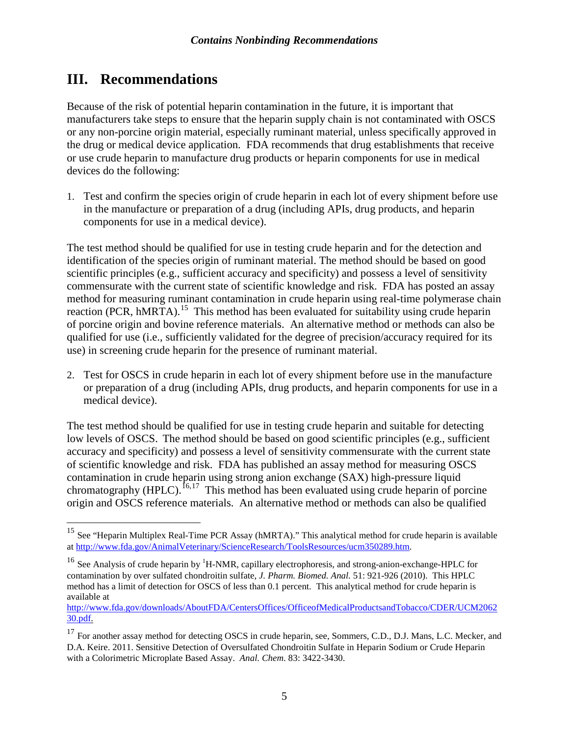## III. Recommendations

Because of the risk of potential heparin contamination in the future, it is important that manufacturers take steps to ensure that the heparin supply chain is not contaminated with OSCS or any non-porcine origin material, especially ruminant material, unless specifically approved in the drug or medical device application. FDA recommends that drug establishments that receive or use crude heparin to manufacture drug products or heparin components for use in medical devices do the following:

1. Test and confirm the species origin of crude heparin in each lot of every shipment before use in the manufacture or preparation of a drug (including APIs, drug products, and heparin components for use in a medical device).

The test method should be qualified for use in testing crude heparin and for the detection and identification of the species origin of ruminant material. The method should be based on good scientific principles (e.g., sufficient accuracy and specificity) and possess a level of sensitivity commensurate with the current state of scientific knowledge and risk. FDA has posted an assay method for measuring ruminant contamination in crude heparin using real-time polymerase chain reaction (PCR, hMRTA).[15] This method has been evaluated for suitability using crude heparin of porcine origin and bovine reference materials. An alternative method or methods can also be qualified for use (i.e., sufficiently validated for the degree of precision/accuracy required for its use) in screening crude heparin for the presence of ruminant material.

2. Test for OSCS in crude heparin in each lot of every shipment before use in the manufacture or preparation of a drug (including APIs, drug products, and heparin components for use in a medical device).

The test method should be qualified for use in testing crude heparin and suitable for detecting low levels of OSCS. The method should be based on good scientific principles (e.g., sufficient accuracy and specificity) and possess a level of sensitivity commensurate with the current state of scientific knowledge and risk. FDA has published an assay method for measuring OSCS contamination in crude heparin using strong anion exchange (SAX) high-pressure liquid chromatography (HPLC).[16,17] This method has been evaluated using crude heparin of porcine origin and OSCS reference materials. An alternative method or methods can also be qualified

---

[15] See "Heparin Multiplex Real-Time PCR Assay (hMRTA)." This analytical method for crude heparin is available at http://www.fda.gov/AnimalVeterinary/ScienceResearch/ToolsResources/ucm350289.htm.

[16] See Analysis of crude heparin by $^{1}$H-NMR, capillary electrophoresis, and strong-anion-exchange-HPLC for contamination by over sulfated chondroitin sulfate, *J. Pharm. Biomed. Anal.* 51: 921-926 (2010). This HPLC method has a limit of detection for OSCS of less than 0.1 percent. This analytical method for crude heparin is available at http://www.fda.gov/downloads/AboutFDA/CentersOffices/OfficeofMedicalProductsandTobacco/CDER/UCM206230.pdf.

[17] For another assay method for detecting OSCS in crude heparin, see, Sommers, C.D., D.J. Mans, L.C. Mecker, and D.A. Keire. 2011. Sensitive Detection of Oversulfated Chondroitin Sulfate in Heparin Sodium or Crude Heparin with a Colorimetric Microplate Based Assay. *Anal. Chem.* 83: 3422-3430.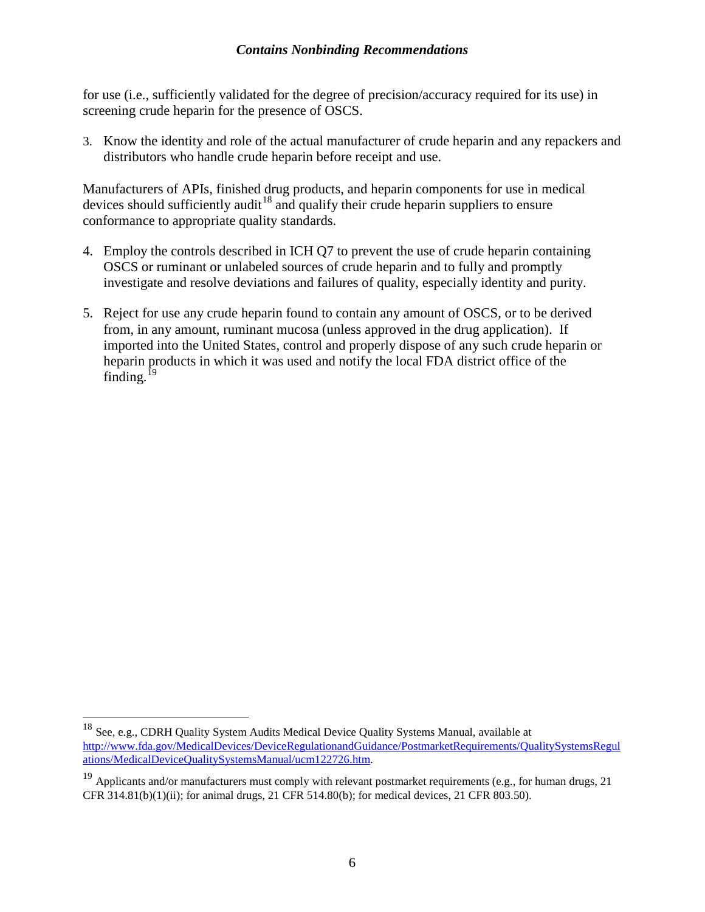for use (i.e., sufficiently validated for the degree of precision/accuracy required for its use) in screening crude heparin for the presence of OSCS.

3. Know the identity and role of the actual manufacturer of crude heparin and any repackers and distributors who handle crude heparin before receipt and use.

Manufacturers of APIs, finished drug products, and heparin components for use in medical devices should sufficiently audit[18] and qualify their crude heparin suppliers to ensure conformance to appropriate quality standards.

4. Employ the controls described in ICH Q7 to prevent the use of crude heparin containing OSCS or ruminant or unlabeled sources of crude heparin and to fully and promptly investigate and resolve deviations and failures of quality, especially identity and purity.

5. Reject for use any crude heparin found to contain any amount of OSCS, or to be derived from, in any amount, ruminant mucosa (unless approved in the drug application). If imported into the United States, control and properly dispose of any such crude heparin or heparin products in which it was used and notify the local FDA district office of the finding.[19]

---

[18] See, e.g., CDRH Quality System Audits Medical Device Quality Systems Manual, available at http://www.fda.gov/MedicalDevices/DeviceRegulationandGuidance/PostmarketRequirements/QualitySystemsRegulations/MedicalDeviceQualitySystemsManual/ucm122726.htm.

[19] Applicants and/or manufacturers must comply with relevant postmarket requirements (e.g., for human drugs, 21 CFR 314.81(b)(1)(ii); for animal drugs, 21 CFR 514.80(b); for medical devices, 21 CFR 803.50).